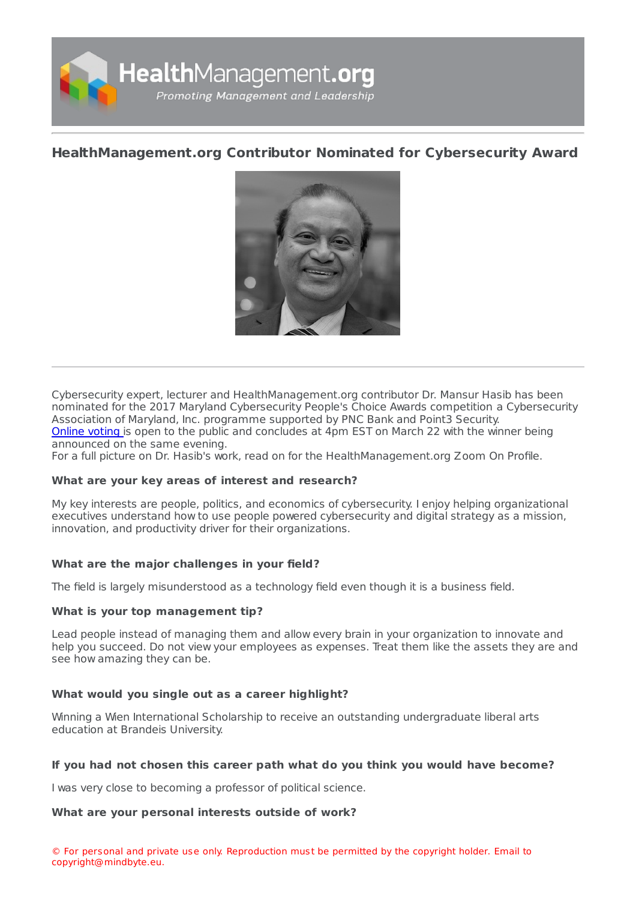# HealthManagement.org Contributor Nominated for Cybersecurity Award

Cybersecurity expert, lecturer and HealthManagement.org contributor Dr. Mansur Hasib has been nominated for the 2017 Maryland Cybersecurity People's Choice Awards competition a Cybersecurity Association of Maryland, Inc. programme supported by PNC Bank and Point3 Security.
Online voting is open to the public and concludes at 4pm EST on March 22 with the winner being announced on the same evening.
For a full picture on Dr. Hasib's work, read on for the HealthManagement.org Zoom On Profile.

**What are your key areas of interest and research?**

My key interests are people, politics, and economics of cybersecurity. I enjoy helping organizational executives understand how to use people powered cybersecurity and digital strategy as a mission, innovation, and productivity driver for their organizations.

**What are the major challenges in your field?**

The field is largely misunderstood as a technology field even though it is a business field.

**What is your top management tip?**

Lead people instead of managing them and allow every brain in your organization to innovate and help you succeed. Do not view your employees as expenses. Treat them like the assets they are and see how amazing they can be.

**What would you single out as a career highlight?**

Winning a Wien International Scholarship to receive an outstanding undergraduate liberal arts education at Brandeis University.

**If you had not chosen this career path what do you think you would have become?**

I was very close to becoming a professor of political science.

**What are your personal interests outside of work?**

© For personal and private use only. Reproduction must be permitted by the copyright holder. Email to copyright@mindbyte.eu.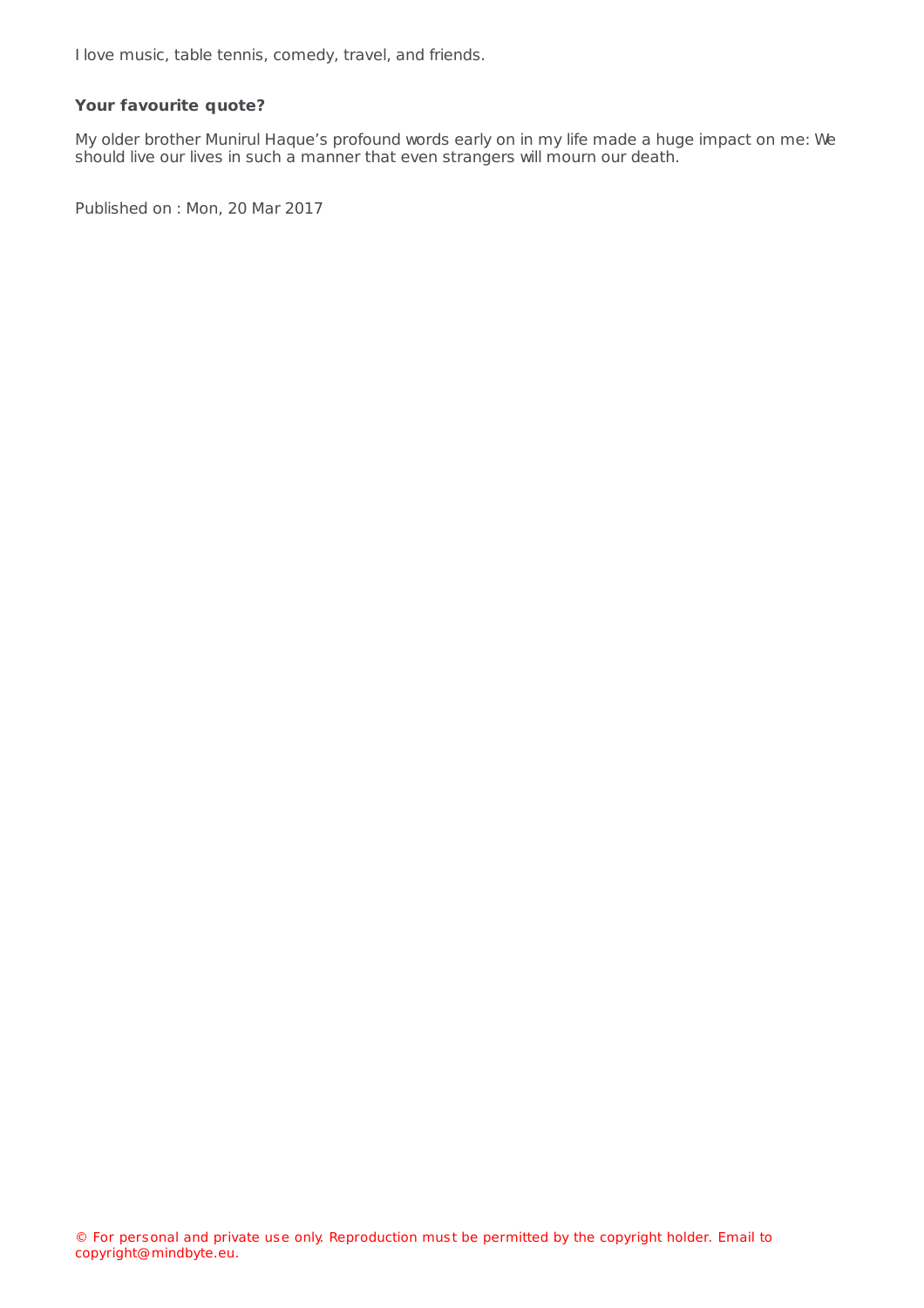I love music, table tennis, comedy, travel, and friends.

**Your favourite quote?**

My older brother Munirul Haque's profound words early on in my life made a huge impact on me: We should live our lives in such a manner that even strangers will mourn our death.

Published on : Mon, 20 Mar 2017

© For personal and private use only. Reproduction must be permitted by the copyright holder. Email to copyright@mindbyte.eu.